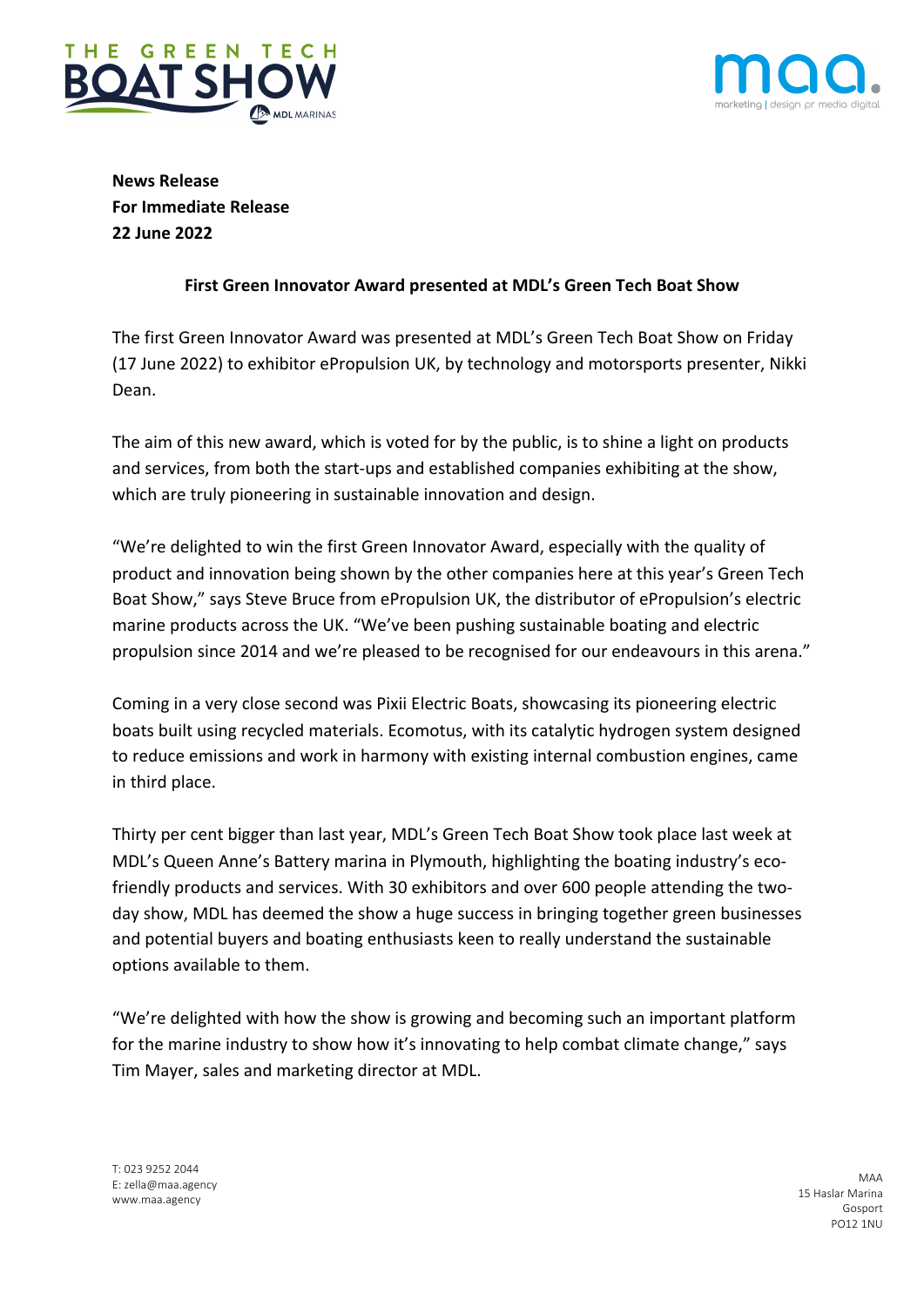**News Release**
**For Immediate Release**
**22 June 2022**

**First Green Innovator Award presented at MDL's Green Tech Boat Show**

The first Green Innovator Award was presented at MDL's Green Tech Boat Show on Friday (17 June 2022) to exhibitor ePropulsion UK, by technology and motorsports presenter, Nikki Dean.

The aim of this new award, which is voted for by the public, is to shine a light on products and services, from both the start-ups and established companies exhibiting at the show, which are truly pioneering in sustainable innovation and design.

"We're delighted to win the first Green Innovator Award, especially with the quality of product and innovation being shown by the other companies here at this year's Green Tech Boat Show," says Steve Bruce from ePropulsion UK, the distributor of ePropulsion's electric marine products across the UK. "We've been pushing sustainable boating and electric propulsion since 2014 and we're pleased to be recognised for our endeavours in this arena."

Coming in a very close second was Pixii Electric Boats, showcasing its pioneering electric boats built using recycled materials. Ecomotus, with its catalytic hydrogen system designed to reduce emissions and work in harmony with existing internal combustion engines, came in third place.

Thirty per cent bigger than last year, MDL's Green Tech Boat Show took place last week at MDL's Queen Anne's Battery marina in Plymouth, highlighting the boating industry's eco-friendly products and services. With 30 exhibitors and over 600 people attending the two-day show, MDL has deemed the show a huge success in bringing together green businesses and potential buyers and boating enthusiasts keen to really understand the sustainable options available to them.

"We're delighted with how the show is growing and becoming such an important platform for the marine industry to show how it's innovating to help combat climate change," says Tim Mayer, sales and marketing director at MDL.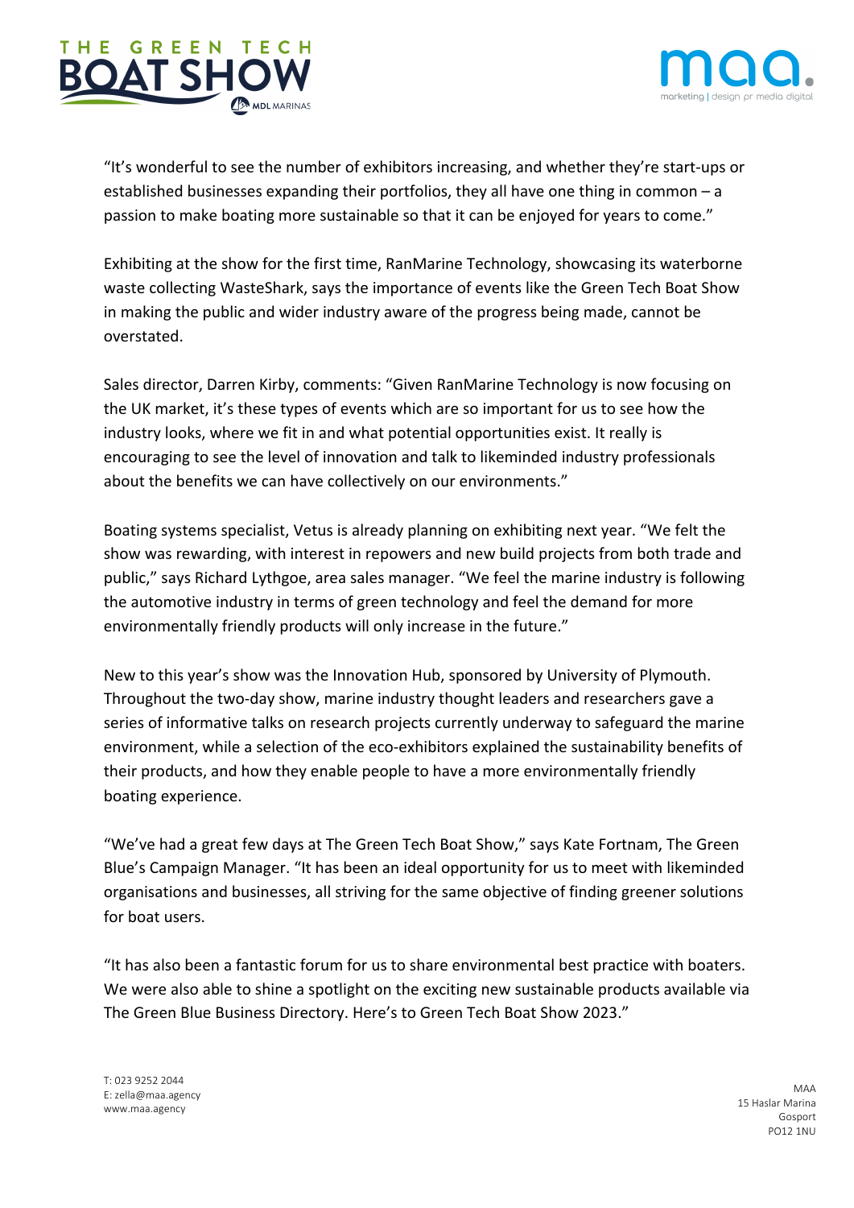"It's wonderful to see the number of exhibitors increasing, and whether they're start-ups or established businesses expanding their portfolios, they all have one thing in common – a passion to make boating more sustainable so that it can be enjoyed for years to come."

Exhibiting at the show for the first time, RanMarine Technology, showcasing its waterborne waste collecting WasteShark, says the importance of events like the Green Tech Boat Show in making the public and wider industry aware of the progress being made, cannot be overstated.

Sales director, Darren Kirby, comments: "Given RanMarine Technology is now focusing on the UK market, it's these types of events which are so important for us to see how the industry looks, where we fit in and what potential opportunities exist. It really is encouraging to see the level of innovation and talk to likeminded industry professionals about the benefits we can have collectively on our environments."

Boating systems specialist, Vetus is already planning on exhibiting next year. "We felt the show was rewarding, with interest in repowers and new build projects from both trade and public," says Richard Lythgoe, area sales manager. "We feel the marine industry is following the automotive industry in terms of green technology and feel the demand for more environmentally friendly products will only increase in the future."

New to this year's show was the Innovation Hub, sponsored by University of Plymouth. Throughout the two-day show, marine industry thought leaders and researchers gave a series of informative talks on research projects currently underway to safeguard the marine environment, while a selection of the eco-exhibitors explained the sustainability benefits of their products, and how they enable people to have a more environmentally friendly boating experience.

"We've had a great few days at The Green Tech Boat Show," says Kate Fortnam, The Green Blue's Campaign Manager. "It has been an ideal opportunity for us to meet with likeminded organisations and businesses, all striving for the same objective of finding greener solutions for boat users.

"It has also been a fantastic forum for us to share environmental best practice with boaters. We were also able to shine a spotlight on the exciting new sustainable products available via The Green Blue Business Directory. Here's to Green Tech Boat Show 2023."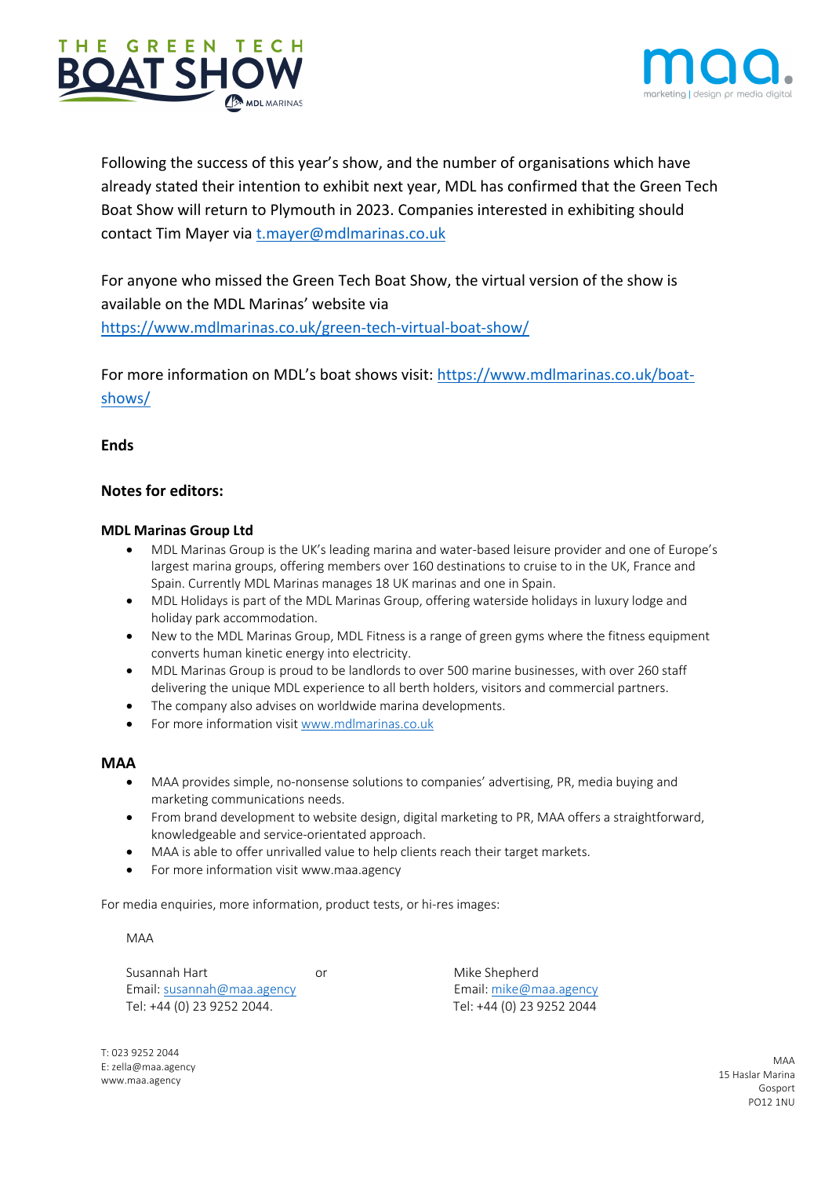Following the success of this year's show, and the number of organisations which have already stated their intention to exhibit next year, MDL has confirmed that the Green Tech Boat Show will return to Plymouth in 2023. Companies interested in exhibiting should contact Tim Mayer via t.mayer@mdlmarinas.co.uk

For anyone who missed the Green Tech Boat Show, the virtual version of the show is available on the MDL Marinas' website via https://www.mdlmarinas.co.uk/green-tech-virtual-boat-show/

For more information on MDL's boat shows visit: https://www.mdlmarinas.co.uk/boat-shows/

**Ends**

**Notes for editors:**

**MDL Marinas Group Ltd**

- MDL Marinas Group is the UK's leading marina and water-based leisure provider and one of Europe's largest marina groups, offering members over 160 destinations to cruise to in the UK, France and Spain. Currently MDL Marinas manages 18 UK marinas and one in Spain.
- MDL Holidays is part of the MDL Marinas Group, offering waterside holidays in luxury lodge and holiday park accommodation.
- New to the MDL Marinas Group, MDL Fitness is a range of green gyms where the fitness equipment converts human kinetic energy into electricity.
- MDL Marinas Group is proud to be landlords to over 500 marine businesses, with over 260 staff delivering the unique MDL experience to all berth holders, visitors and commercial partners.
- The company also advises on worldwide marina developments.
- For more information visit www.mdlmarinas.co.uk

**MAA**

- MAA provides simple, no-nonsense solutions to companies' advertising, PR, media buying and marketing communications needs.
- From brand development to website design, digital marketing to PR, MAA offers a straightforward, knowledgeable and service-orientated approach.
- MAA is able to offer unrivalled value to help clients reach their target markets.
- For more information visit www.maa.agency

For media enquiries, more information, product tests, or hi-res images:

MAA

Susannah Hart
Email: susannah@maa.agency
Tel: +44 (0) 23 9252 2044.

or

Mike Shepherd
Email: mike@maa.agency
Tel: +44 (0) 23 9252 2044

T: 023 9252 2044
E: zella@maa.agency
www.maa.agency

MAA
15 Haslar Marina
Gosport
PO12 1NU